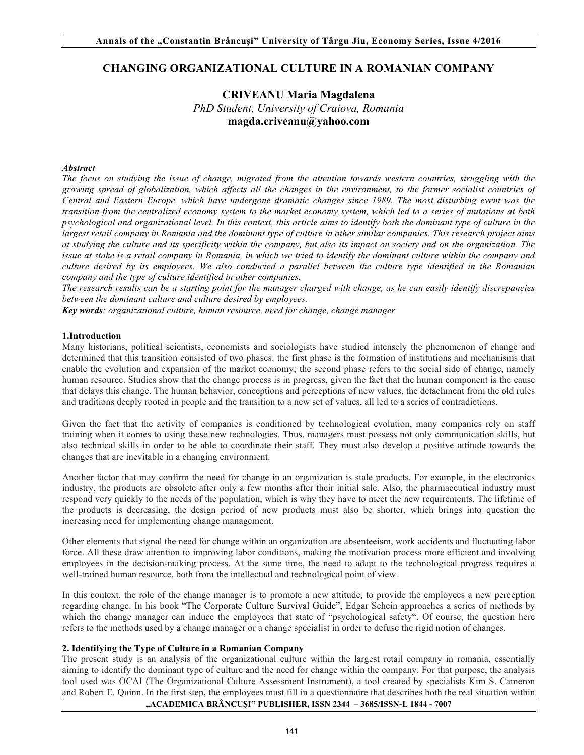# CHANGING ORGANIZATIONAL CULTURE IN A ROMANIAN COMPANY

**CRIVEANU Maria Magdalena**
*PhD Student, University of Craiova, Romania*
**magda.criveanu@yahoo.com**

***Abstract***

*The focus on studying the issue of change, migrated from the attention towards western countries, struggling with the growing spread of globalization, which affects all the changes in the environment, to the former socialist countries of Central and Eastern Europe, which have undergone dramatic changes since 1989. The most disturbing event was the transition from the centralized economy system to the market economy system, which led to a series of mutations at both psychological and organizational level. In this context, this article aims to identify both the dominant type of culture in the largest retail company in Romania and the dominant type of culture in other similar companies. This research project aims at studying the culture and its specificity within the company, but also its impact on society and on the organization. The issue at stake is a retail company in Romania, in which we tried to identify the dominant culture within the company and culture desired by its employees. We also conducted a parallel between the culture type identified in the Romanian company and the type of culture identified in other companies.*

*The research results can be a starting point for the manager charged with change, as he can easily identify discrepancies between the dominant culture and culture desired by employees.*

***Key words****: organizational culture, human resource, need for change, change manager*

## 1.Introduction

Many historians, political scientists, economists and sociologists have studied intensely the phenomenon of change and determined that this transition consisted of two phases: the first phase is the formation of institutions and mechanisms that enable the evolution and expansion of the market economy; the second phase refers to the social side of change, namely human resource. Studies show that the change process is in progress, given the fact that the human component is the cause that delays this change. The human behavior, conceptions and perceptions of new values, the detachment from the old rules and traditions deeply rooted in people and the transition to a new set of values, all led to a series of contradictions.

Given the fact that the activity of companies is conditioned by technological evolution, many companies rely on staff training when it comes to using these new technologies. Thus, managers must possess not only communication skills, but also technical skills in order to be able to coordinate their staff. They must also develop a positive attitude towards the changes that are inevitable in a changing environment.

Another factor that may confirm the need for change in an organization is stale products. For example, in the electronics industry, the products are obsolete after only a few months after their initial sale. Also, the pharmaceutical industry must respond very quickly to the needs of the population, which is why they have to meet the new requirements. The lifetime of the products is decreasing, the design period of new products must also be shorter, which brings into question the increasing need for implementing change management.

Other elements that signal the need for change within an organization are absenteeism, work accidents and fluctuating labor force. All these draw attention to improving labor conditions, making the motivation process more efficient and involving employees in the decision-making process. At the same time, the need to adapt to the technological progress requires a well-trained human resource, both from the intellectual and technological point of view.

In this context, the role of the change manager is to promote a new attitude, to provide the employees a new perception regarding change. In his book "The Corporate Culture Survival Guide", Edgar Schein approaches a series of methods by which the change manager can induce the employees that state of "psychological safety". Of course, the question here refers to the methods used by a change manager or a change specialist in order to defuse the rigid notion of changes.

## 2. Identifying the Type of Culture in a Romanian Company

The present study is an analysis of the organizational culture within the largest retail company in romania, essentially aiming to identify the dominant type of culture and the need for change within the company. For that purpose, the analysis tool used was OCAI (The Organizational Culture Assessment Instrument), a tool created by specialists Kim S. Cameron and Robert E. Quinn. In the first step, the employees must fill in a questionnaire that describes both the real situation within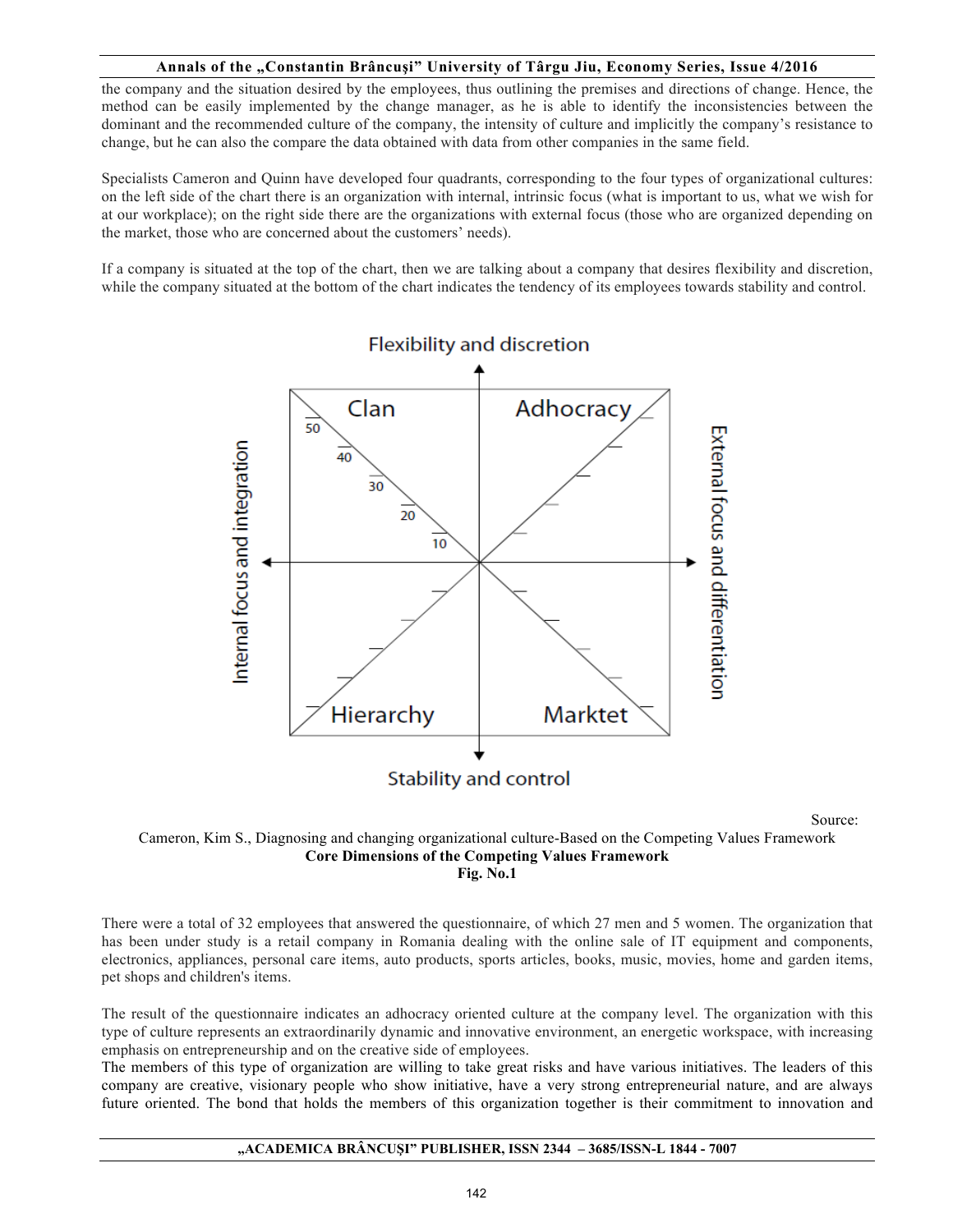the company and the situation desired by the employees, thus outlining the premises and directions of change. Hence, the method can be easily implemented by the change manager, as he is able to identify the inconsistencies between the dominant and the recommended culture of the company, the intensity of culture and implicitly the company's resistance to change, but he can also the compare the data obtained with data from other companies in the same field.

Specialists Cameron and Quinn have developed four quadrants, corresponding to the four types of organizational cultures: on the left side of the chart there is an organization with internal, intrinsic focus (what is important to us, what we wish for at our workplace); on the right side there are the organizations with external focus (those who are organized depending on the market, those who are concerned about the customers' needs).

If a company is situated at the top of the chart, then we are talking about a company that desires flexibility and discretion, while the company situated at the bottom of the chart indicates the tendency of its employees towards stability and control.

Flexibility and discretion

Clan | Adhocracy

50 40 30 20 10

Internal focus and integration | External focus and differentiation

Hierarchy | Marktet

Stability and control

Source: Cameron, Kim S., Diagnosing and changing organizational culture-Based on the Competing Values Framework

**Core Dimensions of the Competing Values Framework**

**Fig. No.1**

There were a total of 32 employees that answered the questionnaire, of which 27 men and 5 women. The organization that has been under study is a retail company in Romania dealing with the online sale of IT equipment and components, electronics, appliances, personal care items, auto products, sports articles, books, music, movies, home and garden items, pet shops and children's items.

The result of the questionnaire indicates an adhocracy oriented culture at the company level. The organization with this type of culture represents an extraordinarily dynamic and innovative environment, an energetic workspace, with increasing emphasis on entrepreneurship and on the creative side of employees.

The members of this type of organization are willing to take great risks and have various initiatives. The leaders of this company are creative, visionary people who show initiative, have a very strong entrepreneurial nature, and are always future oriented. The bond that holds the members of this organization together is their commitment to innovation and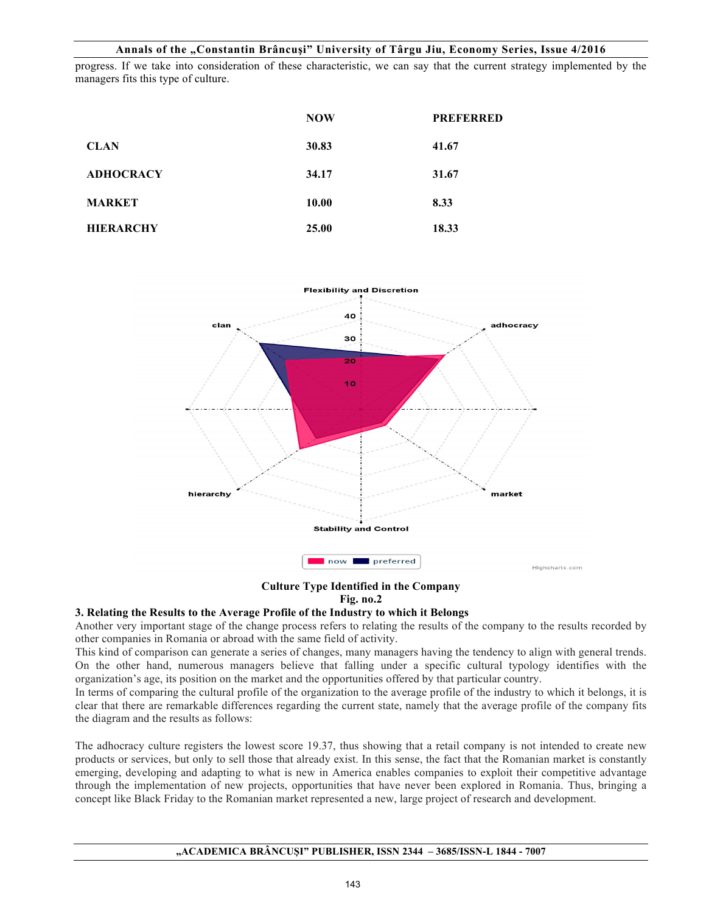progress. If we take into consideration of these characteristic, we can say that the current strategy implemented by the managers fits this type of culture.

| | NOW | PREFERRED |
|---|---|---|
| CLAN | 30.83 | 41.67 |
| ADHOCRACY | 34.17 | 31.67 |
| MARKET | 10.00 | 8.33 |
| HIERARCHY | 25.00 | 18.33 |

**Culture Type Identified in the Company**
**Fig. no.2**

### 3. Relating the Results to the Average Profile of the Industry to which it Belongs

Another very important stage of the change process refers to relating the results of the company to the results recorded by other companies in Romania or abroad with the same field of activity.

This kind of comparison can generate a series of changes, many managers having the tendency to align with general trends. On the other hand, numerous managers believe that falling under a specific cultural typology identifies with the organization's age, its position on the market and the opportunities offered by that particular country.

In terms of comparing the cultural profile of the organization to the average profile of the industry to which it belongs, it is clear that there are remarkable differences regarding the current state, namely that the average profile of the company fits the diagram and the results as follows:

The adhocracy culture registers the lowest score 19.37, thus showing that a retail company is not intended to create new products or services, but only to sell those that already exist. In this sense, the fact that the Romanian market is constantly emerging, developing and adapting to what is new in America enables companies to exploit their competitive advantage through the implementation of new projects, opportunities that have never been explored in Romania. Thus, bringing a concept like Black Friday to the Romanian market represented a new, large project of research and development.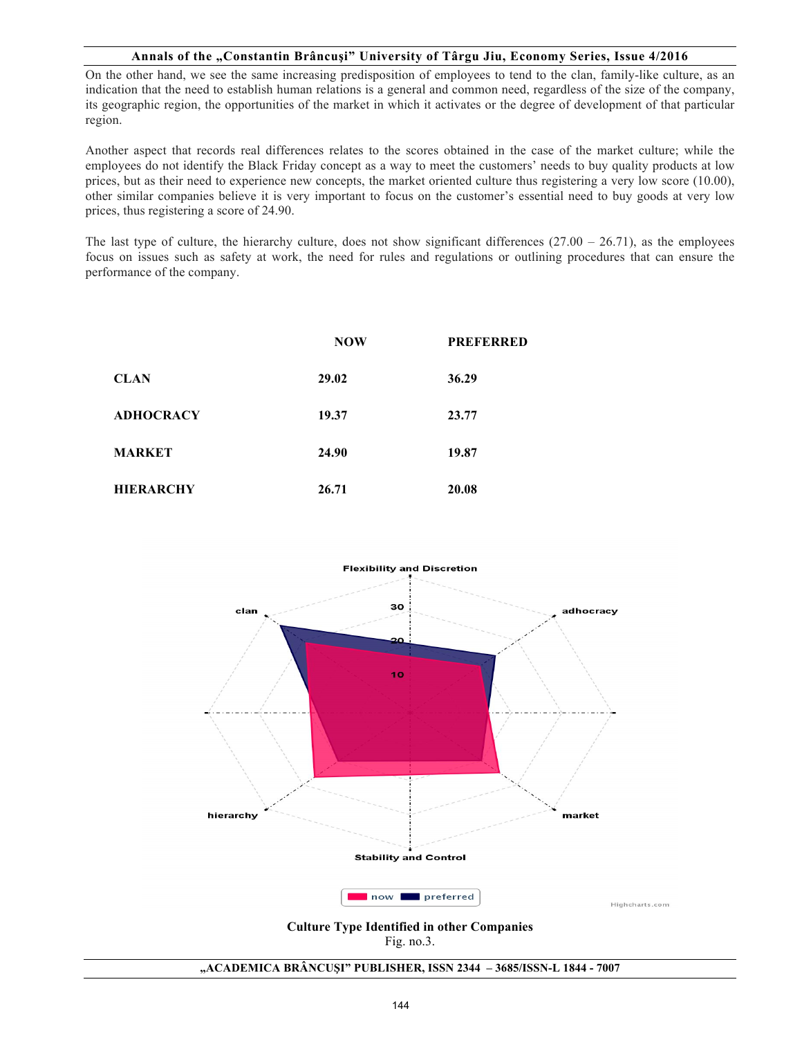On the other hand, we see the same increasing predisposition of employees to tend to the clan, family-like culture, as an indication that the need to establish human relations is a general and common need, regardless of the size of the company, its geographic region, the opportunities of the market in which it activates or the degree of development of that particular region.

Another aspect that records real differences relates to the scores obtained in the case of the market culture; while the employees do not identify the Black Friday concept as a way to meet the customers' needs to buy quality products at low prices, but as their need to experience new concepts, the market oriented culture thus registering a very low score (10.00), other similar companies believe it is very important to focus on the customer's essential need to buy goods at very low prices, thus registering a score of 24.90.

The last type of culture, the hierarchy culture, does not show significant differences (27.00 – 26.71), as the employees focus on issues such as safety at work, the need for rules and regulations or outlining procedures that can ensure the performance of the company.

| | **NOW** | **PREFERRED** |
|---|---|---|
| **CLAN** | **29.02** | **36.29** |
| **ADHOCRACY** | **19.37** | **23.77** |
| **MARKET** | **24.90** | **19.87** |
| **HIERARCHY** | **26.71** | **20.08** |

**Culture Type Identified in other Companies**
Fig. no.3.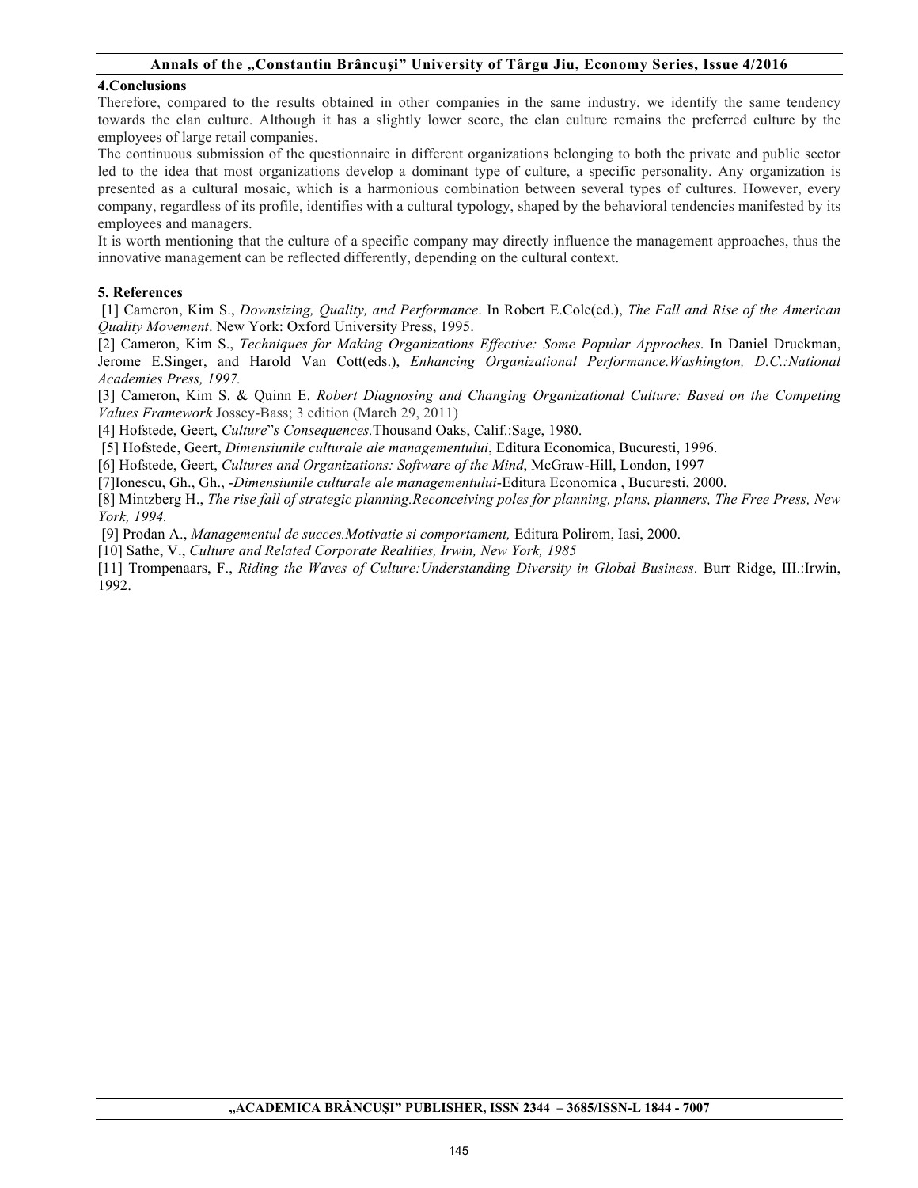## 4.Conclusions

Therefore, compared to the results obtained in other companies in the same industry, we identify the same tendency towards the clan culture. Although it has a slightly lower score, the clan culture remains the preferred culture by the employees of large retail companies.

The continuous submission of the questionnaire in different organizations belonging to both the private and public sector led to the idea that most organizations develop a dominant type of culture, a specific personality. Any organization is presented as a cultural mosaic, which is a harmonious combination between several types of cultures. However, every company, regardless of its profile, identifies with a cultural typology, shaped by the behavioral tendencies manifested by its employees and managers.

It is worth mentioning that the culture of a specific company may directly influence the management approaches, thus the innovative management can be reflected differently, depending on the cultural context.

## 5. References

[1] Cameron, Kim S., *Downsizing, Quality, and Performance*. In Robert E.Cole(ed.), *The Fall and Rise of the American Quality Movement*. New York: Oxford University Press, 1995.

[2] Cameron, Kim S., *Techniques for Making Organizations Effective: Some Popular Approches*. In Daniel Druckman, Jerome E.Singer, and Harold Van Cott(eds.), *Enhancing Organizational Performance.Washington, D.C.:National Academies Press, 1997.*

[3] Cameron, Kim S. & Quinn E. *Robert Diagnosing and Changing Organizational Culture: Based on the Competing Values Framework* Jossey-Bass; 3 edition (March 29, 2011)

[4] Hofstede, Geert, *Culture*"*s Consequences.*Thousand Oaks, Calif.:Sage, 1980.

[5] Hofstede, Geert, *Dimensiunile culturale ale managementului*, Editura Economica, Bucuresti, 1996.

[6] Hofstede, Geert, *Cultures and Organizations: Software of the Mind*, McGraw-Hill, London, 1997

[7]Ionescu, Gh., Gh., -*Dimensiunile culturale ale managementului*-Editura Economica , Bucuresti, 2000.

[8] Mintzberg H., *The rise fall of strategic planning.Reconceiving poles for planning, plans, planners, The Free Press, New York, 1994.*

[9] Prodan A., *Managementul de succes.Motivatie si comportament,* Editura Polirom, Iasi, 2000.

[10] Sathe, V., *Culture and Related Corporate Realities, Irwin, New York, 1985*

[11] Trompenaars, F., *Riding the Waves of Culture:Understanding Diversity in Global Business*. Burr Ridge, III.:Irwin, 1992.